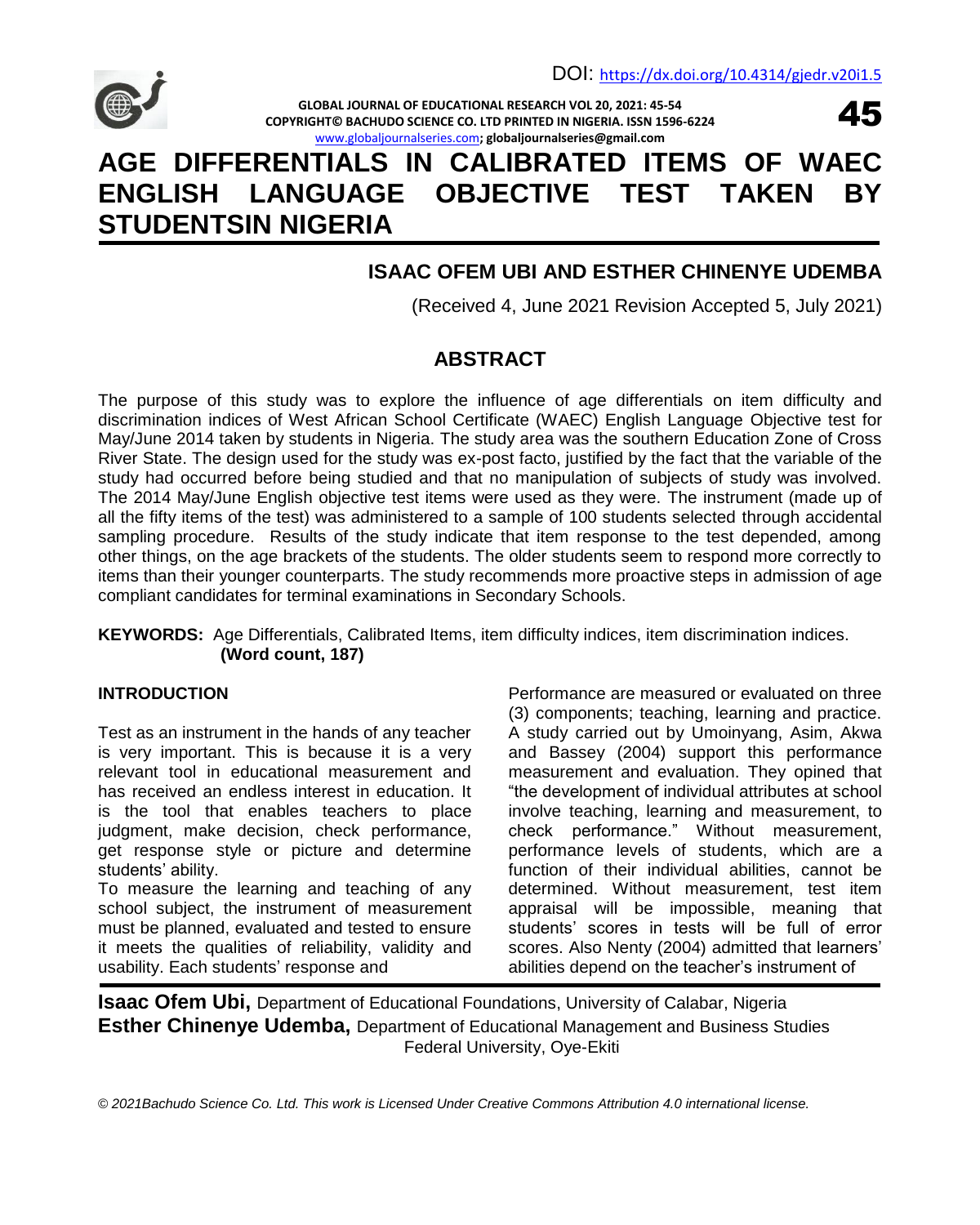DOI: https://dx.doi.org/10.4314/gjedr.v20i1.5

# AGE DIFFERENTIALS IN CALIBRATED ITEMS OF WAEC ENGLISH LANGUAGE OBJECTIVE TEST TAKEN BY STUDENTSIN NIGERIA

## ISAAC OFEM UBI AND ESTHER CHINENYE UDEMBA

(Received 4, June 2021 Revision Accepted 5, July 2021)

## ABSTRACT

The purpose of this study was to explore the influence of age differentials on item difficulty and discrimination indices of West African School Certificate (WAEC) English Language Objective test for May/June 2014 taken by students in Nigeria. The study area was the southern Education Zone of Cross River State. The design used for the study was ex-post facto, justified by the fact that the variable of the study had occurred before being studied and that no manipulation of subjects of study was involved. The 2014 May/June English objective test items were used as they were. The instrument (made up of all the fifty items of the test) was administered to a sample of 100 students selected through accidental sampling procedure. Results of the study indicate that item response to the test depended, among other things, on the age brackets of the students. The older students seem to respond more correctly to items than their younger counterparts. The study recommends more proactive steps in admission of age compliant candidates for terminal examinations in Secondary Schools.

**KEYWORDS:** Age Differentials, Calibrated Items, item difficulty indices, item discrimination indices. **(Word count, 187)**

### INTRODUCTION

Test as an instrument in the hands of any teacher is very important. This is because it is a very relevant tool in educational measurement and has received an endless interest in education. It is the tool that enables teachers to place judgment, make decision, check performance, get response style or picture and determine students' ability.

To measure the learning and teaching of any school subject, the instrument of measurement must be planned, evaluated and tested to ensure it meets the qualities of reliability, validity and usability. Each students' response and Performance are measured or evaluated on three (3) components; teaching, learning and practice. A study carried out by Umoinyang, Asim, Akwa and Bassey (2004) support this performance measurement and evaluation. They opined that "the development of individual attributes at school involve teaching, learning and measurement, to check performance." Without measurement, performance levels of students, which are a function of their individual abilities, cannot be determined. Without measurement, test item appraisal will be impossible, meaning that students' scores in tests will be full of error scores. Also Nenty (2004) admitted that learners' abilities depend on the teacher's instrument of

**Isaac Ofem Ubi,** Department of Educational Foundations, University of Calabar, Nigeria
**Esther Chinenye Udemba,** Department of Educational Management and Business Studies Federal University, Oye-Ekiti

*© 2021Bachudo Science Co. Ltd. This work is Licensed Under Creative Commons Attribution 4.0 international license.*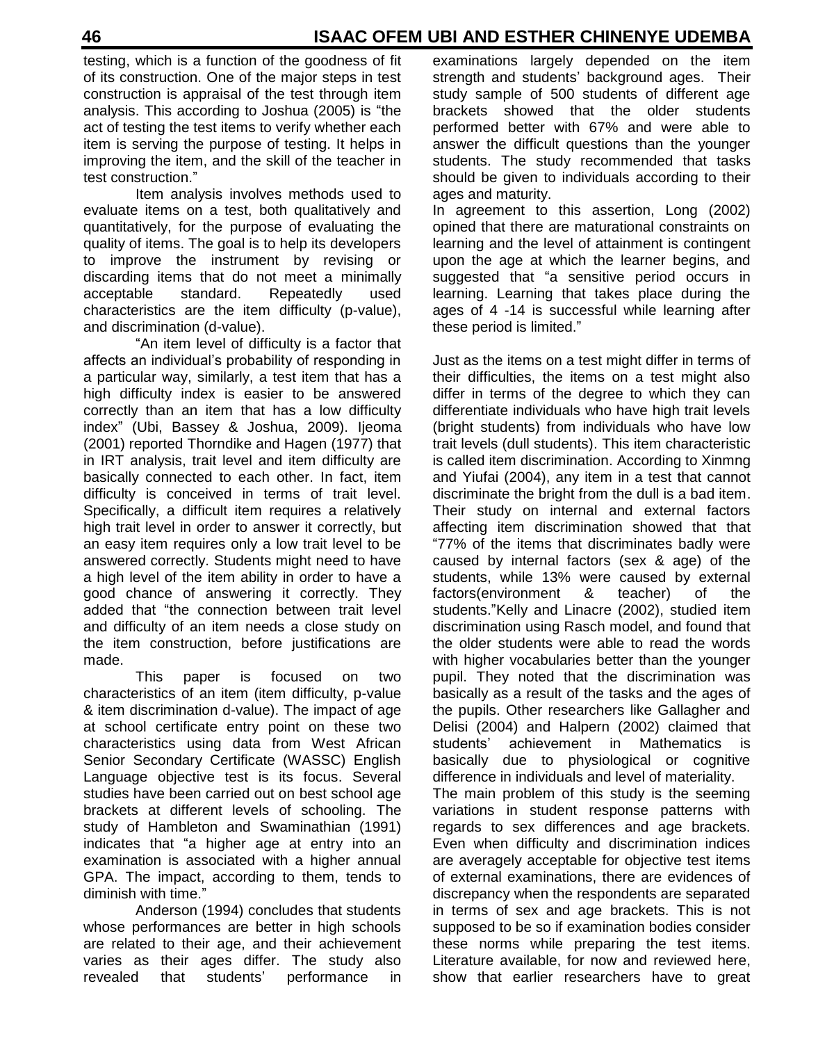testing, which is a function of the goodness of fit of its construction. One of the major steps in test construction is appraisal of the test through item analysis. This according to Joshua (2005) is "the act of testing the test items to verify whether each item is serving the purpose of testing. It helps in improving the item, and the skill of the teacher in test construction."

Item analysis involves methods used to evaluate items on a test, both qualitatively and quantitatively, for the purpose of evaluating the quality of items. The goal is to help its developers to improve the instrument by revising or discarding items that do not meet a minimally acceptable standard. Repeatedly used characteristics are the item difficulty (p-value), and discrimination (d-value).

"An item level of difficulty is a factor that affects an individual's probability of responding in a particular way, similarly, a test item that has a high difficulty index is easier to be answered correctly than an item that has a low difficulty index" (Ubi, Bassey & Joshua, 2009). Ijeoma (2001) reported Thorndike and Hagen (1977) that in IRT analysis, trait level and item difficulty are basically connected to each other. In fact, item difficulty is conceived in terms of trait level. Specifically, a difficult item requires a relatively high trait level in order to answer it correctly, but an easy item requires only a low trait level to be answered correctly. Students might need to have a high level of the item ability in order to have a good chance of answering it correctly. They added that "the connection between trait level and difficulty of an item needs a close study on the item construction, before justifications are made.

This paper is focused on two characteristics of an item (item difficulty, p-value & item discrimination d-value). The impact of age at school certificate entry point on these two characteristics using data from West African Senior Secondary Certificate (WASSC) English Language objective test is its focus. Several studies have been carried out on best school age brackets at different levels of schooling. The study of Hambleton and Swaminathian (1991) indicates that "a higher age at entry into an examination is associated with a higher annual GPA. The impact, according to them, tends to diminish with time."

Anderson (1994) concludes that students whose performances are better in high schools are related to their age, and their achievement varies as their ages differ. The study also revealed that students' performance in examinations largely depended on the item strength and students' background ages. Their study sample of 500 students of different age brackets showed that the older students performed better with 67% and were able to answer the difficult questions than the younger students. The study recommended that tasks should be given to individuals according to their ages and maturity.

In agreement to this assertion, Long (2002) opined that there are maturational constraints on learning and the level of attainment is contingent upon the age at which the learner begins, and suggested that "a sensitive period occurs in learning. Learning that takes place during the ages of 4 -14 is successful while learning after these period is limited."

Just as the items on a test might differ in terms of their difficulties, the items on a test might also differ in terms of the degree to which they can differentiate individuals who have high trait levels (bright students) from individuals who have low trait levels (dull students). This item characteristic is called item discrimination. According to Xinmng and Yiufai (2004), any item in a test that cannot discriminate the bright from the dull is a bad item. Their study on internal and external factors affecting item discrimination showed that that "77% of the items that discriminates badly were caused by internal factors (sex & age) of the students, while 13% were caused by external factors(environment & teacher) of the students."Kelly and Linacre (2002), studied item discrimination using Rasch model, and found that the older students were able to read the words with higher vocabularies better than the younger pupil. They noted that the discrimination was basically as a result of the tasks and the ages of the pupils. Other researchers like Gallagher and Delisi (2004) and Halpern (2002) claimed that students' achievement in Mathematics is basically due to physiological or cognitive difference in individuals and level of materiality.

The main problem of this study is the seeming variations in student response patterns with regards to sex differences and age brackets. Even when difficulty and discrimination indices are averagely acceptable for objective test items of external examinations, there are evidences of discrepancy when the respondents are separated in terms of sex and age brackets. This is not supposed to be so if examination bodies consider these norms while preparing the test items. Literature available, for now and reviewed here, show that earlier researchers have to great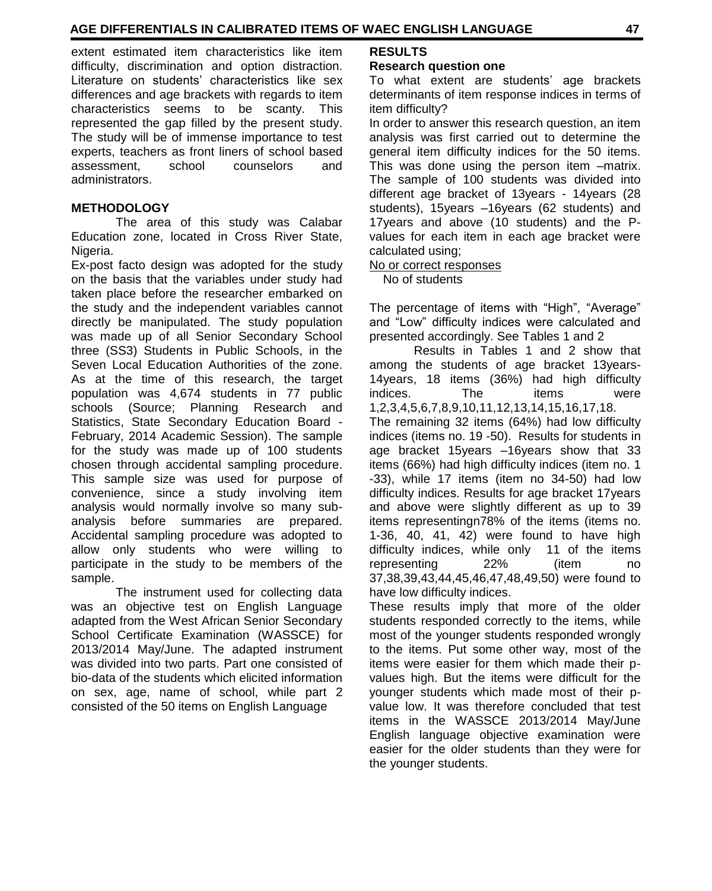extent estimated item characteristics like item difficulty, discrimination and option distraction. Literature on students' characteristics like sex differences and age brackets with regards to item characteristics seems to be scanty. This represented the gap filled by the present study. The study will be of immense importance to test experts, teachers as front liners of school based assessment, school counselors and administrators.

## METHODOLOGY

The area of this study was Calabar Education zone, located in Cross River State, Nigeria.

Ex-post facto design was adopted for the study on the basis that the variables under study had taken place before the researcher embarked on the study and the independent variables cannot directly be manipulated. The study population was made up of all Senior Secondary School three (SS3) Students in Public Schools, in the Seven Local Education Authorities of the zone. As at the time of this research, the target population was 4,674 students in 77 public schools (Source; Planning Research and Statistics, State Secondary Education Board - February, 2014 Academic Session). The sample for the study was made up of 100 students chosen through accidental sampling procedure. This sample size was used for purpose of convenience, since a study involving item analysis would normally involve so many sub-analysis before summaries are prepared. Accidental sampling procedure was adopted to allow only students who were willing to participate in the study to be members of the sample.

The instrument used for collecting data was an objective test on English Language adapted from the West African Senior Secondary School Certificate Examination (WASSCE) for 2013/2014 May/June. The adapted instrument was divided into two parts. Part one consisted of bio-data of the students which elicited information on sex, age, name of school, while part 2 consisted of the 50 items on English Language

## RESULTS

### Research question one

To what extent are students' age brackets determinants of item response indices in terms of item difficulty?

In order to answer this research question, an item analysis was first carried out to determine the general item difficulty indices for the 50 items. This was done using the person item –matrix. The sample of 100 students was divided into different age bracket of 13years - 14years (28 students), 15years –16years (62 students) and 17years and above (10 students) and the P-values for each item in each age bracket were calculated using;

$$\frac{\text{No or correct responses}}{\text{No of students}}$$

The percentage of items with "High", "Average" and "Low" difficulty indices were calculated and presented accordingly. See Tables 1 and 2

Results in Tables 1 and 2 show that among the students of age bracket 13years-14years, 18 items (36%) had high difficulty indices. The items were 1,2,3,4,5,6,7,8,9,10,11,12,13,14,15,16,17,18. The remaining 32 items (64%) had low difficulty indices (items no. 19 -50). Results for students in age bracket 15years –16years show that 33 items (66%) had high difficulty indices (item no. 1 -33), while 17 items (item no 34-50) had low difficulty indices. Results for age bracket 17years and above were slightly different as up to 39 items representingn78% of the items (items no. 1-36, 40, 41, 42) were found to have high difficulty indices, while only 11 of the items representing 22% (item no 37,38,39,43,44,45,46,47,48,49,50) were found to have low difficulty indices.

These results imply that more of the older students responded correctly to the items, while most of the younger students responded wrongly to the items. Put some other way, most of the items were easier for them which made their p-values high. But the items were difficult for the younger students which made most of their p-value low. It was therefore concluded that test items in the WASSCE 2013/2014 May/June English language objective examination were easier for the older students than they were for the younger students.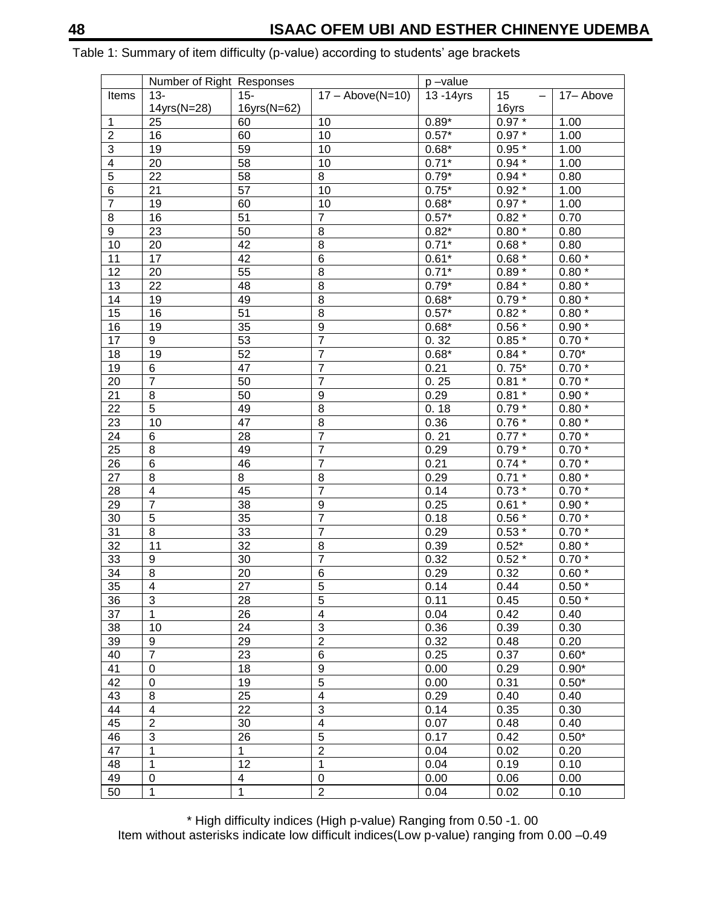Table 1: Summary of item difficulty (p-value) according to students' age brackets

| | Number of Right Responses | | | p –value | | |
|---|---|---|---|---|---|---|
| Items | 13-14yrs(N=28) | 15-16yrs(N=62) | 17 – Above(N=10) | 13 -14yrs | 15 – 16yrs | 17– Above |
| 1 | 25 | 60 | 10 | 0.89* | 0.97 * | 1.00 |
| 2 | 16 | 60 | 10 | 0.57* | 0.97 * | 1.00 |
| 3 | 19 | 59 | 10 | 0.68* | 0.95 * | 1.00 |
| 4 | 20 | 58 | 10 | 0.71* | 0.94 * | 1.00 |
| 5 | 22 | 58 | 8 | 0.79* | 0.94 * | 0.80 |
| 6 | 21 | 57 | 10 | 0.75* | 0.92 * | 1.00 |
| 7 | 19 | 60 | 10 | 0.68* | 0.97 * | 1.00 |
| 8 | 16 | 51 | 7 | 0.57* | 0.82 * | 0.70 |
| 9 | 23 | 50 | 8 | 0.82* | 0.80 * | 0.80 |
| 10 | 20 | 42 | 8 | 0.71* | 0.68 * | 0.80 |
| 11 | 17 | 42 | 6 | 0.61* | 0.68 * | 0.60 * |
| 12 | 20 | 55 | 8 | 0.71* | 0.89 * | 0.80 * |
| 13 | 22 | 48 | 8 | 0.79* | 0.84 * | 0.80 * |
| 14 | 19 | 49 | 8 | 0.68* | 0.79 * | 0.80 * |
| 15 | 16 | 51 | 8 | 0.57* | 0.82 * | 0.80 * |
| 16 | 19 | 35 | 9 | 0.68* | 0.56 * | 0.90 * |
| 17 | 9 | 53 | 7 | 0. 32 | 0.85 * | 0.70 * |
| 18 | 19 | 52 | 7 | 0.68* | 0.84 * | 0.70* |
| 19 | 6 | 47 | 7 | 0.21 | 0. 75* | 0.70 * |
| 20 | 7 | 50 | 7 | 0. 25 | 0.81 * | 0.70 * |
| 21 | 8 | 50 | 9 | 0.29 | 0.81 * | 0.90 * |
| 22 | 5 | 49 | 8 | 0. 18 | 0.79 * | 0.80 * |
| 23 | 10 | 47 | 8 | 0.36 | 0.76 * | 0.80 * |
| 24 | 6 | 28 | 7 | 0. 21 | 0.77 * | 0.70 * |
| 25 | 8 | 49 | 7 | 0.29 | 0.79 * | 0.70 * |
| 26 | 6 | 46 | 7 | 0.21 | 0.74 * | 0.70 * |
| 27 | 8 | 8 | 8 | 0.29 | 0.71 * | 0.80 * |
| 28 | 4 | 45 | 7 | 0.14 | 0.73 * | 0.70 * |
| 29 | 7 | 38 | 9 | 0.25 | 0.61 * | 0.90 * |
| 30 | 5 | 35 | 7 | 0.18 | 0.56 * | 0.70 * |
| 31 | 8 | 33 | 7 | 0.29 | 0.53 * | 0.70 * |
| 32 | 11 | 32 | 8 | 0.39 | 0.52* | 0.80 * |
| 33 | 9 | 30 | 7 | 0.32 | 0.52 * | 0.70 * |
| 34 | 8 | 20 | 6 | 0.29 | 0.32 | 0.60 * |
| 35 | 4 | 27 | 5 | 0.14 | 0.44 | 0.50 * |
| 36 | 3 | 28 | 5 | 0.11 | 0.45 | 0.50 * |
| 37 | 1 | 26 | 4 | 0.04 | 0.42 | 0.40 |
| 38 | 10 | 24 | 3 | 0.36 | 0.39 | 0.30 |
| 39 | 9 | 29 | 2 | 0.32 | 0.48 | 0.20 |
| 40 | 7 | 23 | 6 | 0.25 | 0.37 | 0.60* |
| 41 | 0 | 18 | 9 | 0.00 | 0.29 | 0.90* |
| 42 | 0 | 19 | 5 | 0.00 | 0.31 | 0.50* |
| 43 | 8 | 25 | 4 | 0.29 | 0.40 | 0.40 |
| 44 | 4 | 22 | 3 | 0.14 | 0.35 | 0.30 |
| 45 | 2 | 30 | 4 | 0.07 | 0.48 | 0.40 |
| 46 | 3 | 26 | 5 | 0.17 | 0.42 | 0.50* |
| 47 | 1 | 1 | 2 | 0.04 | 0.02 | 0.20 |
| 48 | 1 | 12 | 1 | 0.04 | 0.19 | 0.10 |
| 49 | 0 | 4 | 0 | 0.00 | 0.06 | 0.00 |
| 50 | 1 | 1 | 2 | 0.04 | 0.02 | 0.10 |

\* High difficulty indices (High p-value) Ranging from 0.50 -1. 00

Item without asterisks indicate low difficult indices(Low p-value) ranging from 0.00 –0.49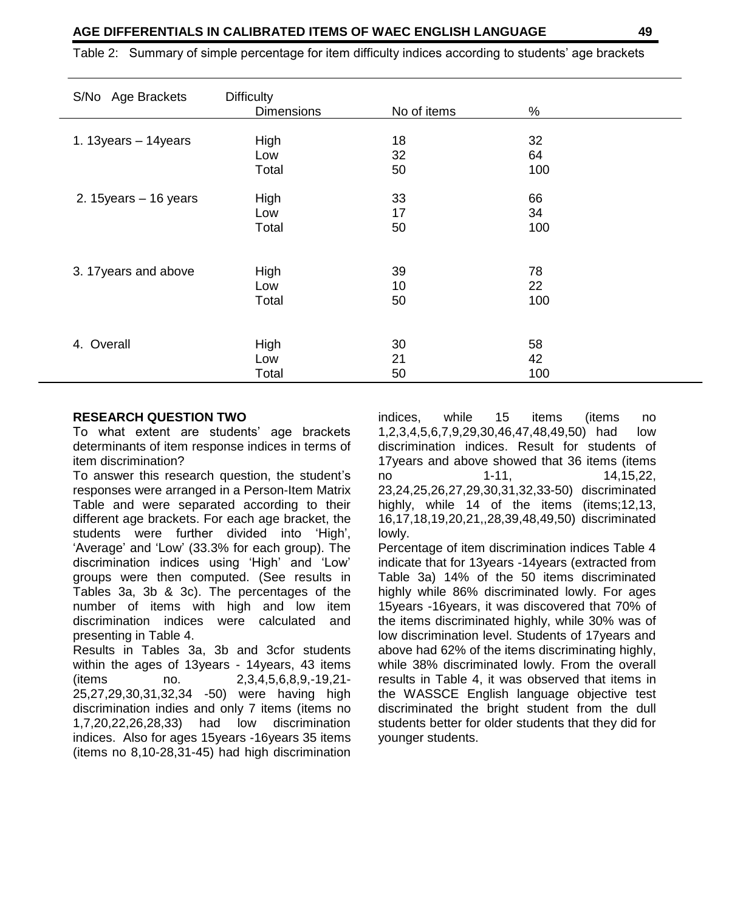Table 2: Summary of simple percentage for item difficulty indices according to students' age brackets

| S/No Age Brackets | Difficulty Dimensions | No of items | % |
|---|---|---|---|
| 1. 13years – 14years | High | 18 | 32 |
| | Low | 32 | 64 |
| | Total | 50 | 100 |
| 2. 15years – 16 years | High | 33 | 66 |
| | Low | 17 | 34 |
| | Total | 50 | 100 |
| 3. 17years and above | High | 39 | 78 |
| | Low | 10 | 22 |
| | Total | 50 | 100 |
| 4. Overall | High | 30 | 58 |
| | Low | 21 | 42 |
| | Total | 50 | 100 |

**RESEARCH QUESTION TWO**

To what extent are students' age brackets determinants of item response indices in terms of item discrimination?

To answer this research question, the student's responses were arranged in a Person-Item Matrix Table and were separated according to their different age brackets. For each age bracket, the students were further divided into 'High', 'Average' and 'Low' (33.3% for each group). The discrimination indices using 'High' and 'Low' groups were then computed. (See results in Tables 3a, 3b & 3c). The percentages of the number of items with high and low item discrimination indices were calculated and presenting in Table 4.

Results in Tables 3a, 3b and 3cfor students within the ages of 13years - 14years, 43 items (items no. 2,3,4,5,6,8,9,-19,21-25,27,29,30,31,32,34 -50) were having high discrimination indies and only 7 items (items no 1,7,20,22,26,28,33) had low discrimination indices. Also for ages 15years -16years 35 items (items no 8,10-28,31-45) had high discrimination indices, while 15 items (items no 1,2,3,4,5,6,7,9,29,30,46,47,48,49,50) had low discrimination indices. Result for students of 17years and above showed that 36 items (items no 1-11, 14,15,22, 23,24,25,26,27,29,30,31,32,33-50) discriminated highly, while 14 of the items (items;12,13, 16,17,18,19,20,21,,28,39,48,49,50) discriminated lowly.

Percentage of item discrimination indices Table 4 indicate that for 13years -14years (extracted from Table 3a) 14% of the 50 items discriminated highly while 86% discriminated lowly. For ages 15years -16years, it was discovered that 70% of the items discriminated highly, while 30% was of low discrimination level. Students of 17years and above had 62% of the items discriminating highly, while 38% discriminated lowly. From the overall results in Table 4, it was observed that items in the WASSCE English language objective test discriminated the bright student from the dull students better for older students that they did for younger students.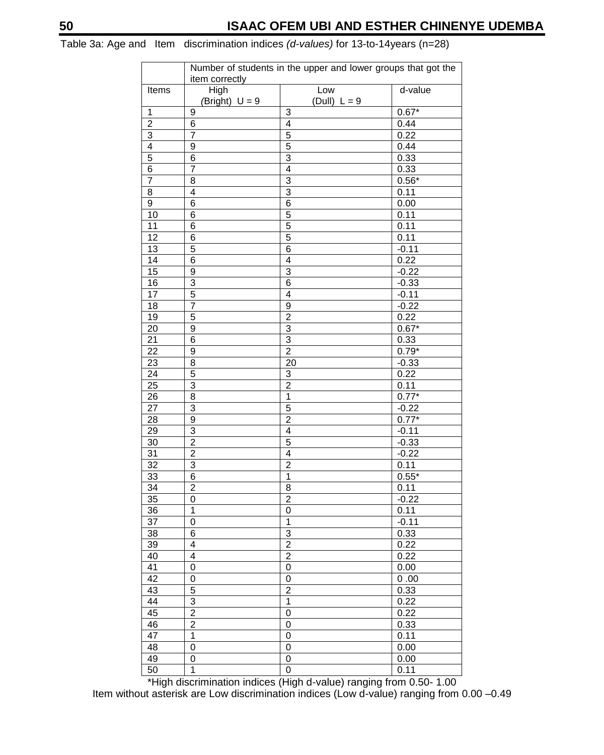Table 3a: Age and Item discrimination indices *(d-values)* for 13-to-14years (n=28)

| | Number of students in the upper and lower groups that got the item correctly | | |
|---|---|---|---|
| Items | High (Bright) U = 9 | Low (Dull) L = 9 | d-value |
| 1 | 9 | 3 | 0.67* |
| 2 | 6 | 4 | 0.44 |
| 3 | 7 | 5 | 0.22 |
| 4 | 9 | 5 | 0.44 |
| 5 | 6 | 3 | 0.33 |
| 6 | 7 | 4 | 0.33 |
| 7 | 8 | 3 | 0.56* |
| 8 | 4 | 3 | 0.11 |
| 9 | 6 | 6 | 0.00 |
| 10 | 6 | 5 | 0.11 |
| 11 | 6 | 5 | 0.11 |
| 12 | 6 | 5 | 0.11 |
| 13 | 5 | 6 | -0.11 |
| 14 | 6 | 4 | 0.22 |
| 15 | 9 | 3 | -0.22 |
| 16 | 3 | 6 | -0.33 |
| 17 | 5 | 4 | -0.11 |
| 18 | 7 | 9 | -0.22 |
| 19 | 5 | 2 | 0.22 |
| 20 | 9 | 3 | 0.67* |
| 21 | 6 | 3 | 0.33 |
| 22 | 9 | 2 | 0.79* |
| 23 | 8 | 20 | -0.33 |
| 24 | 5 | 3 | 0.22 |
| 25 | 3 | 2 | 0.11 |
| 26 | 8 | 1 | 0.77* |
| 27 | 3 | 5 | -0.22 |
| 28 | 9 | 2 | 0.77* |
| 29 | 3 | 4 | -0.11 |
| 30 | 2 | 5 | -0.33 |
| 31 | 2 | 4 | -0.22 |
| 32 | 3 | 2 | 0.11 |
| 33 | 6 | 1 | 0.55* |
| 34 | 2 | 8 | 0.11 |
| 35 | 0 | 2 | -0.22 |
| 36 | 1 | 0 | 0.11 |
| 37 | 0 | 1 | -0.11 |
| 38 | 6 | 3 | 0.33 |
| 39 | 4 | 2 | 0.22 |
| 40 | 4 | 2 | 0.22 |
| 41 | 0 | 0 | 0.00 |
| 42 | 0 | 0 | 0 .00 |
| 43 | 5 | 2 | 0.33 |
| 44 | 3 | 1 | 0.22 |
| 45 | 2 | 0 | 0.22 |
| 46 | 2 | 0 | 0.33 |
| 47 | 1 | 0 | 0.11 |
| 48 | 0 | 0 | 0.00 |
| 49 | 0 | 0 | 0.00 |
| 50 | 1 | 0 | 0.11 |

*High discrimination indices (High d-value) ranging from 0.50- 1.00

Item without asterisk are Low discrimination indices (Low d-value) ranging from 0.00 –0.49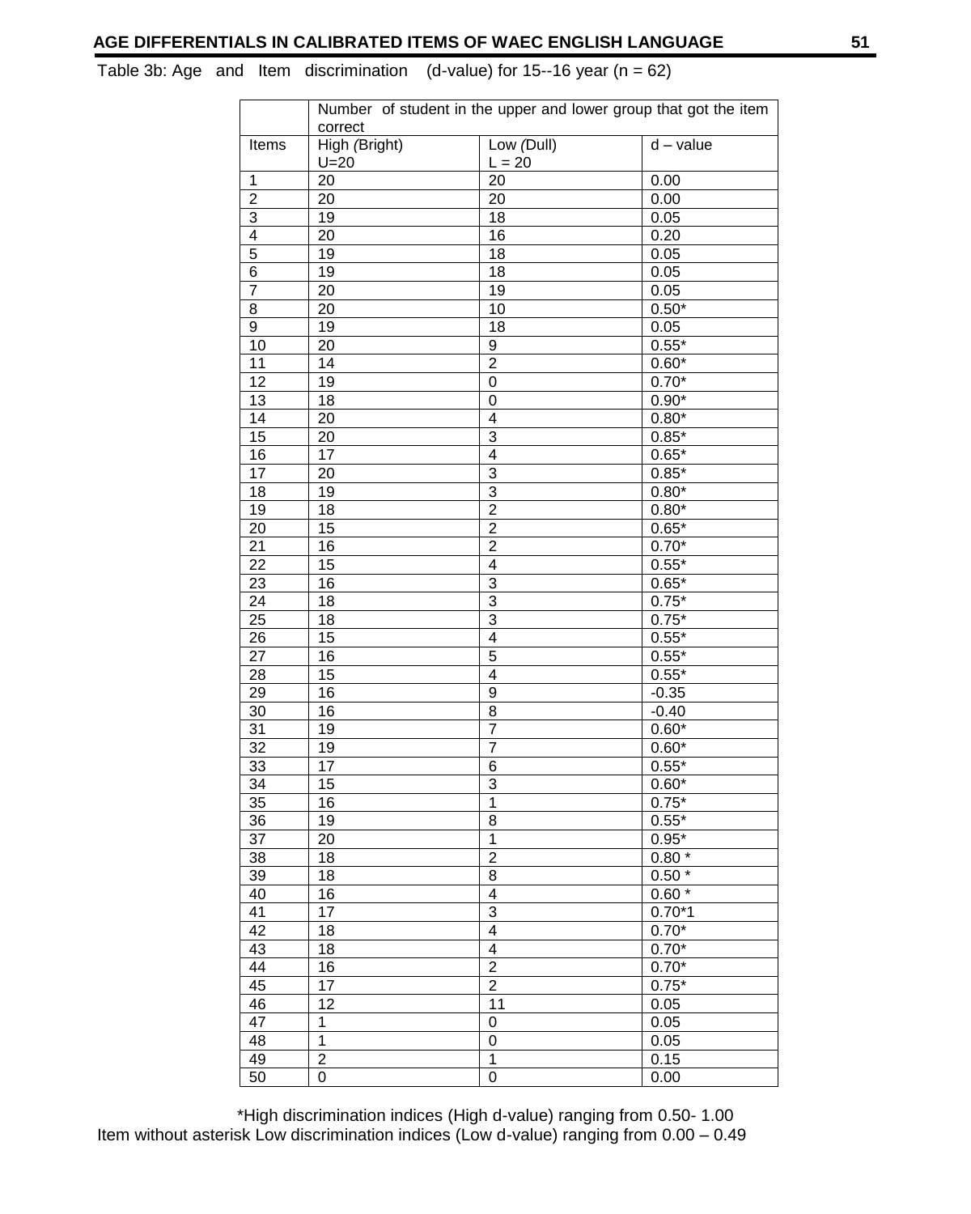Table 3b: Age and Item discrimination (d-value) for 15--16 year (n = 62)

| | Number of student in the upper and lower group that got the item correct | | |
|---|---|---|---|
| Items | High (Bright) U=20 | Low (Dull) L = 20 | d – value |
| 1 | 20 | 20 | 0.00 |
| 2 | 20 | 20 | 0.00 |
| 3 | 19 | 18 | 0.05 |
| 4 | 20 | 16 | 0.20 |
| 5 | 19 | 18 | 0.05 |
| 6 | 19 | 18 | 0.05 |
| 7 | 20 | 19 | 0.05 |
| 8 | 20 | 10 | 0.50* |
| 9 | 19 | 18 | 0.05 |
| 10 | 20 | 9 | 0.55* |
| 11 | 14 | 2 | 0.60* |
| 12 | 19 | 0 | 0.70* |
| 13 | 18 | 0 | 0.90* |
| 14 | 20 | 4 | 0.80* |
| 15 | 20 | 3 | 0.85* |
| 16 | 17 | 4 | 0.65* |
| 17 | 20 | 3 | 0.85* |
| 18 | 19 | 3 | 0.80* |
| 19 | 18 | 2 | 0.80* |
| 20 | 15 | 2 | 0.65* |
| 21 | 16 | 2 | 0.70* |
| 22 | 15 | 4 | 0.55* |
| 23 | 16 | 3 | 0.65* |
| 24 | 18 | 3 | 0.75* |
| 25 | 18 | 3 | 0.75* |
| 26 | 15 | 4 | 0.55* |
| 27 | 16 | 5 | 0.55* |
| 28 | 15 | 4 | 0.55* |
| 29 | 16 | 9 | -0.35 |
| 30 | 16 | 8 | -0.40 |
| 31 | 19 | 7 | 0.60* |
| 32 | 19 | 7 | 0.60* |
| 33 | 17 | 6 | 0.55* |
| 34 | 15 | 3 | 0.60* |
| 35 | 16 | 1 | 0.75* |
| 36 | 19 | 8 | 0.55* |
| 37 | 20 | 1 | 0.95* |
| 38 | 18 | 2 | 0.80 * |
| 39 | 18 | 8 | 0.50 * |
| 40 | 16 | 4 | 0.60 * |
| 41 | 17 | 3 | 0.70*1 |
| 42 | 18 | 4 | 0.70* |
| 43 | 18 | 4 | 0.70* |
| 44 | 16 | 2 | 0.70* |
| 45 | 17 | 2 | 0.75* |
| 46 | 12 | 11 | 0.05 |
| 47 | 1 | 0 | 0.05 |
| 48 | 1 | 0 | 0.05 |
| 49 | 2 | 1 | 0.15 |
| 50 | 0 | 0 | 0.00 |

*High discrimination indices (High d-value) ranging from 0.50- 1.00
Item without asterisk Low discrimination indices (Low d-value) ranging from 0.00 – 0.49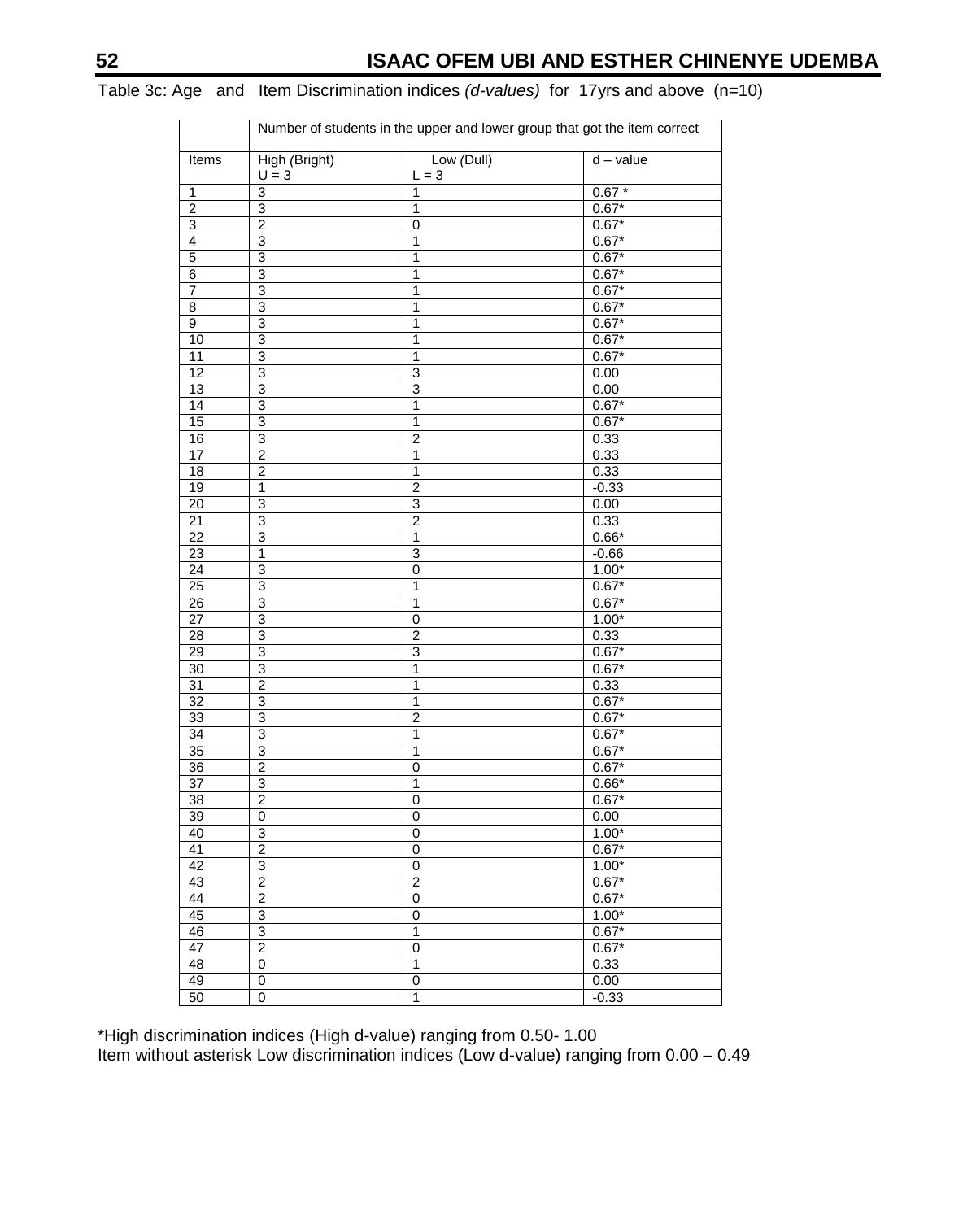Table 3c: Age and Item Discrimination indices *(d-values)* for 17yrs and above (n=10)

| | Number of students in the upper and lower group that got the item correct | | |
|---|---|---|---|
| Items | High *(Bright)* U = 3 | Low *(Dull)* L = 3 | d – value |
| 1 | 3 | 1 | 0.67 * |
| 2 | 3 | 1 | 0.67* |
| 3 | 2 | 0 | 0.67* |
| 4 | 3 | 1 | 0.67* |
| 5 | 3 | 1 | 0.67* |
| 6 | 3 | 1 | 0.67* |
| 7 | 3 | 1 | 0.67* |
| 8 | 3 | 1 | 0.67* |
| 9 | 3 | 1 | 0.67* |
| 10 | 3 | 1 | 0.67* |
| 11 | 3 | 1 | 0.67* |
| 12 | 3 | 3 | 0.00 |
| 13 | 3 | 3 | 0.00 |
| 14 | 3 | 1 | 0.67* |
| 15 | 3 | 1 | 0.67* |
| 16 | 3 | 2 | 0.33 |
| 17 | 2 | 1 | 0.33 |
| 18 | 2 | 1 | 0.33 |
| 19 | 1 | 2 | -0.33 |
| 20 | 3 | 3 | 0.00 |
| 21 | 3 | 2 | 0.33 |
| 22 | 3 | 1 | 0.66* |
| 23 | 1 | 3 | -0.66 |
| 24 | 3 | 0 | 1.00* |
| 25 | 3 | 1 | 0.67* |
| 26 | 3 | 1 | 0.67* |
| 27 | 3 | 0 | 1.00* |
| 28 | 3 | 2 | 0.33 |
| 29 | 3 | 3 | 0.67* |
| 30 | 3 | 1 | 0.67* |
| 31 | 2 | 1 | 0.33 |
| 32 | 3 | 1 | 0.67* |
| 33 | 3 | 2 | 0.67* |
| 34 | 3 | 1 | 0.67* |
| 35 | 3 | 1 | 0.67* |
| 36 | 2 | 0 | 0.67* |
| 37 | 3 | 1 | 0.66* |
| 38 | 2 | 0 | 0.67* |
| 39 | 0 | 0 | 0.00 |
| 40 | 3 | 0 | 1.00* |
| 41 | 2 | 0 | 0.67* |
| 42 | 3 | 0 | 1.00* |
| 43 | 2 | 2 | 0.67* |
| 44 | 2 | 0 | 0.67* |
| 45 | 3 | 0 | 1.00* |
| 46 | 3 | 1 | 0.67* |
| 47 | 2 | 0 | 0.67* |
| 48 | 0 | 1 | 0.33 |
| 49 | 0 | 0 | 0.00 |
| 50 | 0 | 1 | -0.33 |

*High discrimination indices (High d-value) ranging from 0.50- 1.00
Item without asterisk Low discrimination indices (Low d-value) ranging from 0.00 – 0.49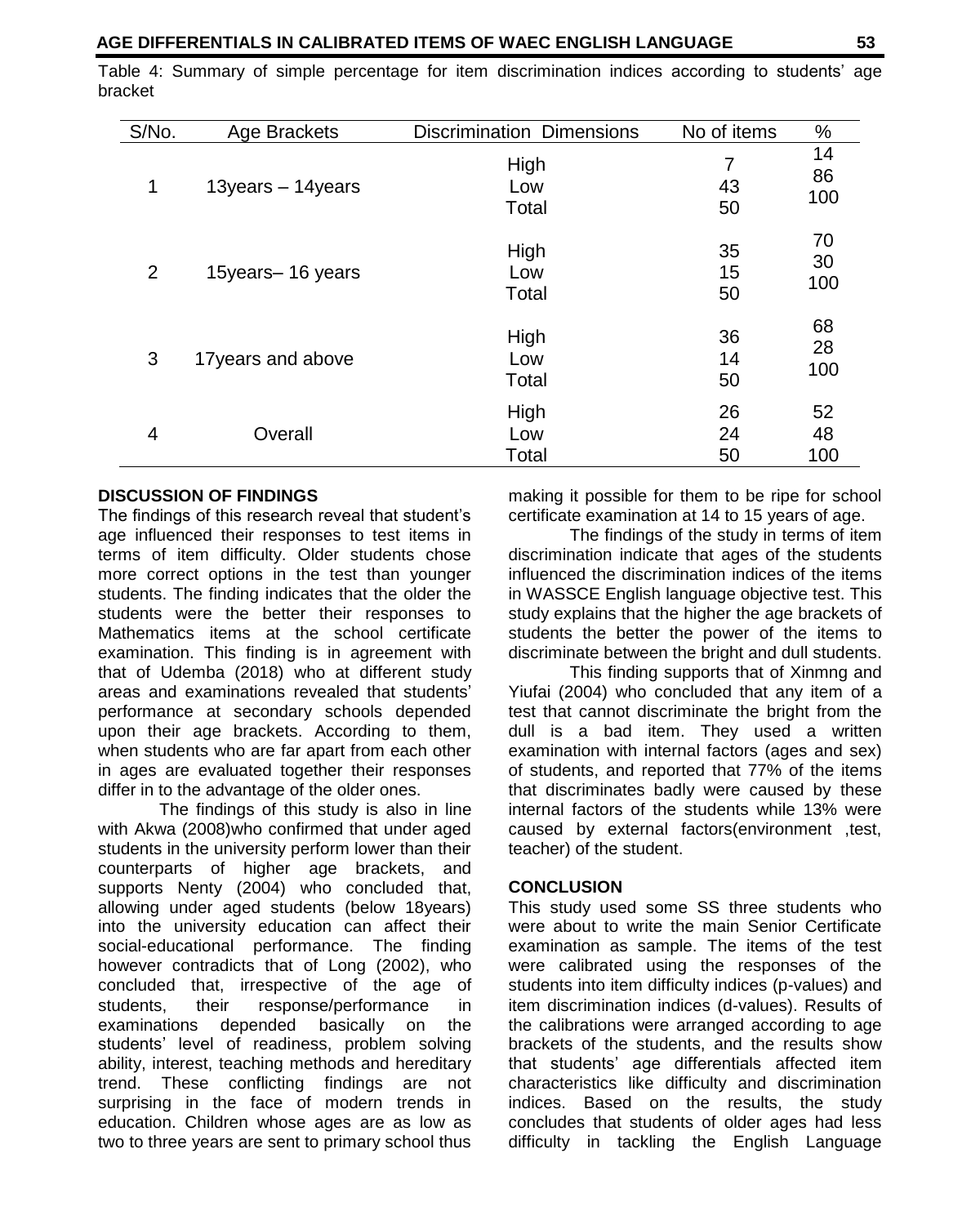Table 4: Summary of simple percentage for item discrimination indices according to students' age bracket

| S/No. | Age Brackets | Discrimination Dimensions | No of items | % |
|---|---|---|---|---|
| 1 | 13years – 14years | High | 7 | 14 |
| | | Low | 43 | 86 |
| | | Total | 50 | 100 |
| 2 | 15years– 16 years | High | 35 | 70 |
| | | Low | 15 | 30 |
| | | Total | 50 | 100 |
| 3 | 17years and above | High | 36 | 68 |
| | | Low | 14 | 28 |
| | | Total | 50 | 100 |
| 4 | Overall | High | 26 | 52 |
| | | Low | 24 | 48 |
| | | Total | 50 | 100 |

## DISCUSSION OF FINDINGS

The findings of this research reveal that student's age influenced their responses to test items in terms of item difficulty. Older students chose more correct options in the test than younger students. The finding indicates that the older the students were the better their responses to Mathematics items at the school certificate examination. This finding is in agreement with that of Udemba (2018) who at different study areas and examinations revealed that students' performance at secondary schools depended upon their age brackets. According to them, when students who are far apart from each other in ages are evaluated together their responses differ in to the advantage of the older ones.

The findings of this study is also in line with Akwa (2008)who confirmed that under aged students in the university perform lower than their counterparts of higher age brackets, and supports Nenty (2004) who concluded that, allowing under aged students (below 18years) into the university education can affect their social-educational performance. The finding however contradicts that of Long (2002), who concluded that, irrespective of the age of students, their response/performance in examinations depended basically on the students' level of readiness, problem solving ability, interest, teaching methods and hereditary trend. These conflicting findings are not surprising in the face of modern trends in education. Children whose ages are as low as two to three years are sent to primary school thus making it possible for them to be ripe for school certificate examination at 14 to 15 years of age.

The findings of the study in terms of item discrimination indicate that ages of the students influenced the discrimination indices of the items in WASSCE English language objective test. This study explains that the higher the age brackets of students the better the power of the items to discriminate between the bright and dull students.

This finding supports that of Xinmng and Yiufai (2004) who concluded that any item of a test that cannot discriminate the bright from the dull is a bad item. They used a written examination with internal factors (ages and sex) of students, and reported that 77% of the items that discriminates badly were caused by these internal factors of the students while 13% were caused by external factors(environment ,test, teacher) of the student.

## CONCLUSION

This study used some SS three students who were about to write the main Senior Certificate examination as sample. The items of the test were calibrated using the responses of the students into item difficulty indices (p-values) and item discrimination indices (d-values). Results of the calibrations were arranged according to age brackets of the students, and the results show that students' age differentials affected item characteristics like difficulty and discrimination indices. Based on the results, the study concludes that students of older ages had less difficulty in tackling the English Language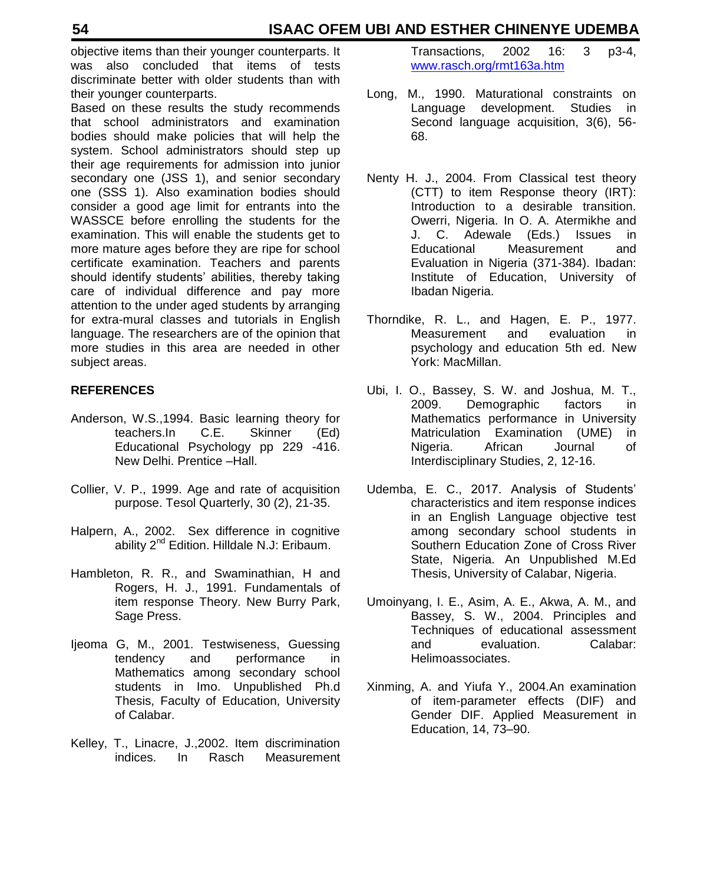objective items than their younger counterparts. It was also concluded that items of tests discriminate better with older students than with their younger counterparts.

Based on these results the study recommends that school administrators and examination bodies should make policies that will help the system. School administrators should step up their age requirements for admission into junior secondary one (JSS 1), and senior secondary one (SSS 1). Also examination bodies should consider a good age limit for entrants into the WASSCE before enrolling the students for the examination. This will enable the students get to more mature ages before they are ripe for school certificate examination. Teachers and parents should identify students' abilities, thereby taking care of individual difference and pay more attention to the under aged students by arranging for extra-mural classes and tutorials in English language. The researchers are of the opinion that more studies in this area are needed in other subject areas.

## REFERENCES

Anderson, W.S.,1994. Basic learning theory for teachers.In C.E. Skinner (Ed) Educational Psychology pp 229 -416. New Delhi. Prentice –Hall.

Collier, V. P., 1999. Age and rate of acquisition purpose. Tesol Quarterly, 30 (2), 21-35.

Halpern, A., 2002. Sex difference in cognitive ability 2nd Edition. Hilldale N.J: Eribaum.

Hambleton, R. R., and Swaminathian, H and Rogers, H. J., 1991. Fundamentals of item response Theory. New Burry Park, Sage Press.

Ijeoma G, M., 2001. Testwiseness, Guessing tendency and performance in Mathematics among secondary school students in Imo. Unpublished Ph.d Thesis, Faculty of Education, University of Calabar.

Kelley, T., Linacre, J.,2002. Item discrimination indices. In Rasch Measurement Transactions, 2002 16: 3 p3-4, www.rasch.org/rmt163a.htm

Long, M., 1990. Maturational constraints on Language development. Studies in Second language acquisition, 3(6), 56-68.

Nenty H. J., 2004. From Classical test theory (CTT) to item Response theory (IRT): Introduction to a desirable transition. Owerri, Nigeria. In O. A. Atermikhe and J. C. Adewale (Eds.) Issues in Educational Measurement and Evaluation in Nigeria (371-384). Ibadan: Institute of Education, University of Ibadan Nigeria.

Thorndike, R. L., and Hagen, E. P., 1977. Measurement and evaluation in psychology and education 5th ed. New York: MacMillan.

Ubi, I. O., Bassey, S. W. and Joshua, M. T., 2009. Demographic factors in Mathematics performance in University Matriculation Examination (UME) in Nigeria. African Journal of Interdisciplinary Studies, 2, 12-16.

Udemba, E. C., 2017. Analysis of Students' characteristics and item response indices in an English Language objective test among secondary school students in Southern Education Zone of Cross River State, Nigeria. An Unpublished M.Ed Thesis, University of Calabar, Nigeria.

Umoinyang, I. E., Asim, A. E., Akwa, A. M., and Bassey, S. W., 2004. Principles and Techniques of educational assessment and evaluation. Calabar: Helimoassociates.

Xinming, A. and Yiufa Y., 2004.An examination of item-parameter effects (DIF) and Gender DIF. Applied Measurement in Education, 14, 73–90.